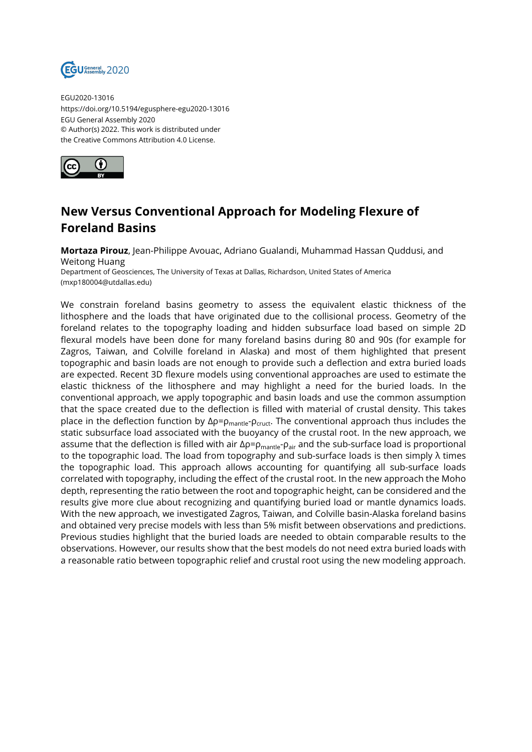EGU2020-13016
https://doi.org/10.5194/egusphere-egu2020-13016
EGU General Assembly 2020
© Author(s) 2022. This work is distributed under
the Creative Commons Attribution 4.0 License.

# New Versus Conventional Approach for Modeling Flexure of Foreland Basins

**Mortaza Pirouz**, Jean-Philippe Avouac, Adriano Gualandi, Muhammad Hassan Quddusi, and Weitong Huang

Department of Geosciences, The University of Texas at Dallas, Richardson, United States of America (mxp180004@utdallas.edu)

We constrain foreland basins geometry to assess the equivalent elastic thickness of the lithosphere and the loads that have originated due to the collisional process. Geometry of the foreland relates to the topography loading and hidden subsurface load based on simple 2D flexural models have been done for many foreland basins during 80 and 90s (for example for Zagros, Taiwan, and Colville foreland in Alaska) and most of them highlighted that present topographic and basin loads are not enough to provide such a deflection and extra buried loads are expected. Recent 3D flexure models using conventional approaches are used to estimate the elastic thickness of the lithosphere and may highlight a need for the buried loads. In the conventional approach, we apply topographic and basin loads and use the common assumption that the space created due to the deflection is filled with material of crustal density. This takes place in the deflection function by $\Delta\rho=\rho_{mantle}-\rho_{cruct}$. The conventional approach thus includes the static subsurface load associated with the buoyancy of the crustal root. In the new approach, we assume that the deflection is filled with air $\Delta\rho=\rho_{mantle}-\rho_{air}$ and the sub-surface load is proportional to the topographic load. The load from topography and sub-surface loads is then simply $\lambda$ times the topographic load. This approach allows accounting for quantifying all sub-surface loads correlated with topography, including the effect of the crustal root. In the new approach the Moho depth, representing the ratio between the root and topographic height, can be considered and the results give more clue about recognizing and quantifying buried load or mantle dynamics loads. With the new approach, we investigated Zagros, Taiwan, and Colville basin-Alaska foreland basins and obtained very precise models with less than 5% misfit between observations and predictions. Previous studies highlight that the buried loads are needed to obtain comparable results to the observations. However, our results show that the best models do not need extra buried loads with a reasonable ratio between topographic relief and crustal root using the new modeling approach.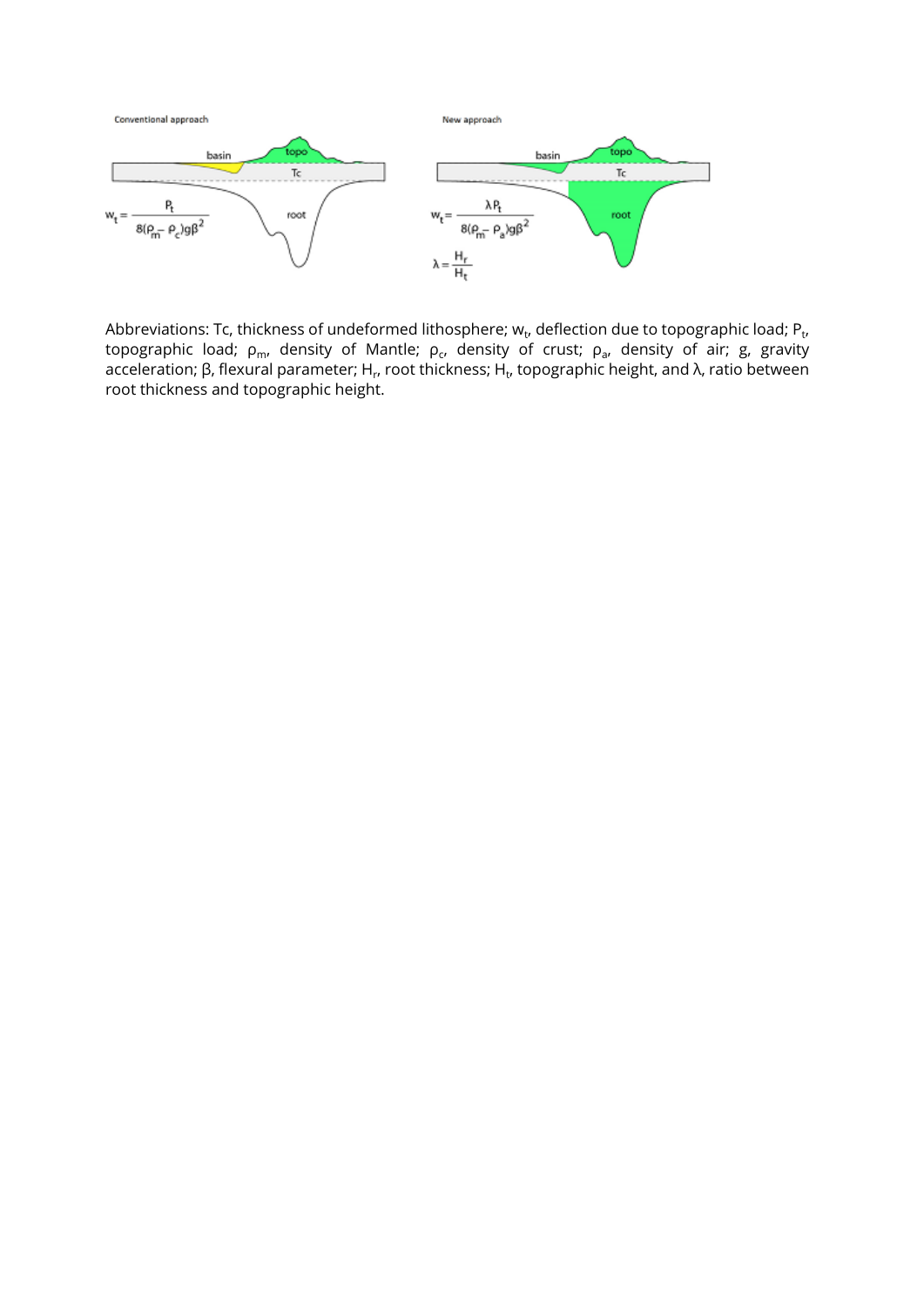Conventional approach

basin

topo

Tc

root

$$w_t = \frac{P_t}{8(\rho_m - \rho_c)g\beta^2}$$

New approach

basin

topo

Tc

root

$$w_t = \frac{\lambda P_t}{8(\rho_m - \rho_a)g\beta^2}$$

$$\lambda = \frac{H_r}{H_t}$$

Abbreviations: Tc, thickness of undeformed lithosphere; $w_t$, deflection due to topographic load; $P_t$, topographic load; $\rho_m$, density of Mantle; $\rho_c$, density of crust; $\rho_a$, density of air; g, gravity acceleration; β, flexural parameter; $H_r$, root thickness; $H_t$, topographic height, and λ, ratio between root thickness and topographic height.